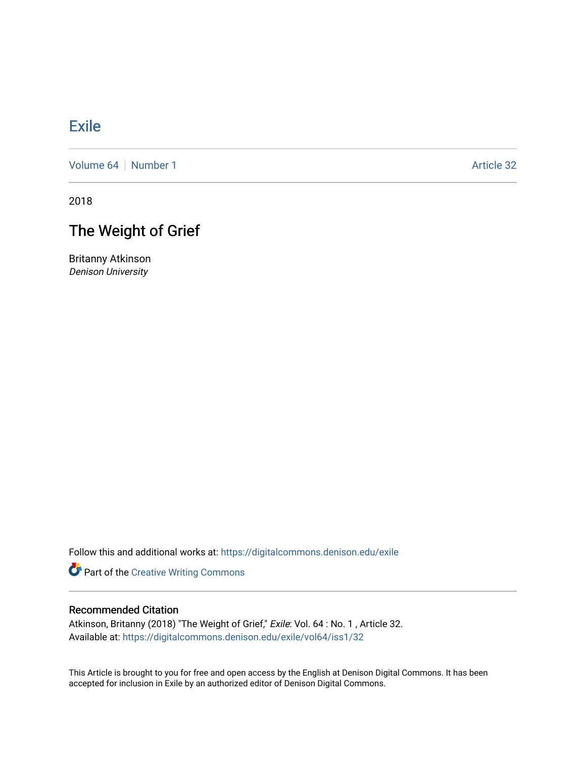# Exile

Volume 64 | Number 1 | Article 32

2018

## The Weight of Grief

Britanny Atkinson
*Denison University*

Follow this and additional works at: https://digitalcommons.denison.edu/exile

Part of the Creative Writing Commons

### Recommended Citation

Atkinson, Britanny (2018) "The Weight of Grief," *Exile*: Vol. 64 : No. 1 , Article 32.
Available at: https://digitalcommons.denison.edu/exile/vol64/iss1/32

This Article is brought to you for free and open access by the English at Denison Digital Commons. It has been accepted for inclusion in Exile by an authorized editor of Denison Digital Commons.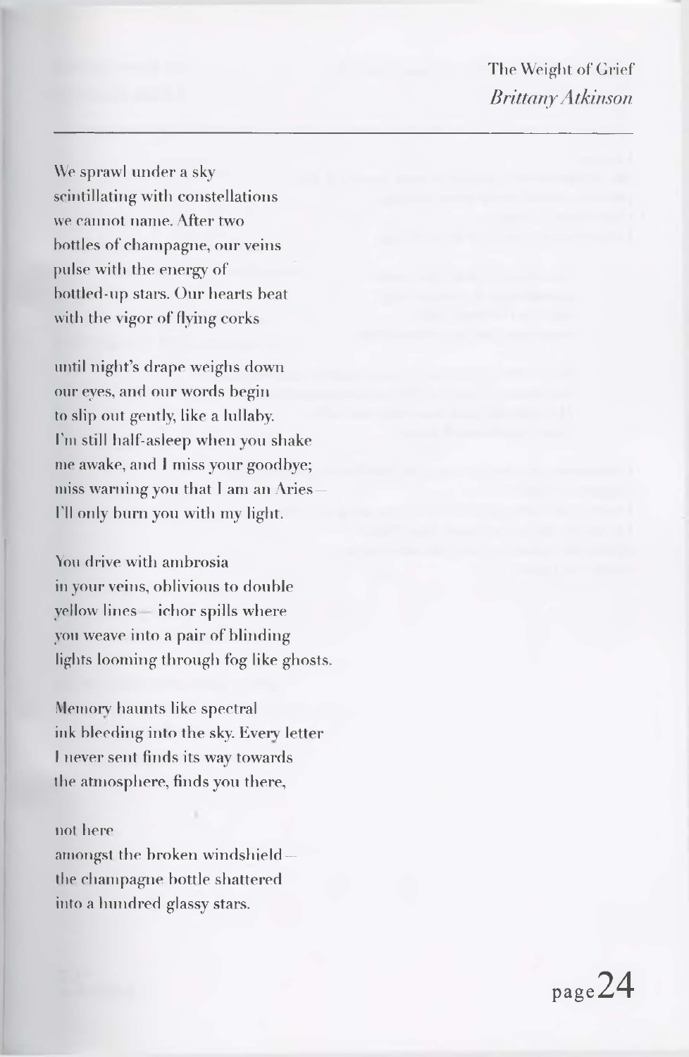# The Weight of Grief

*Brittany Atkinson*

---

We sprawl under a sky
scintillating with constellations
we cannot name. After two
bottles of champagne, our veins
pulse with the energy of
bottled-up stars. Our hearts beat
with the vigor of flying corks

until night's drape weighs down
our eyes, and our words begin
to slip out gently, like a lullaby.
I'm still half-asleep when you shake
me awake, and I miss your goodbye;
miss warning you that I am an Aries—
I'll only burn you with my light.

You drive with ambrosia
in your veins, oblivious to double
yellow lines— ichor spills where
you weave into a pair of blinding
lights looming through fog like ghosts.

Memory haunts like spectral
ink bleeding into the sky. Every letter
I never sent finds its way towards
the atmosphere, finds you there,

not here
amongst the broken windshield—
the champagne bottle shattered
into a hundred glassy stars.